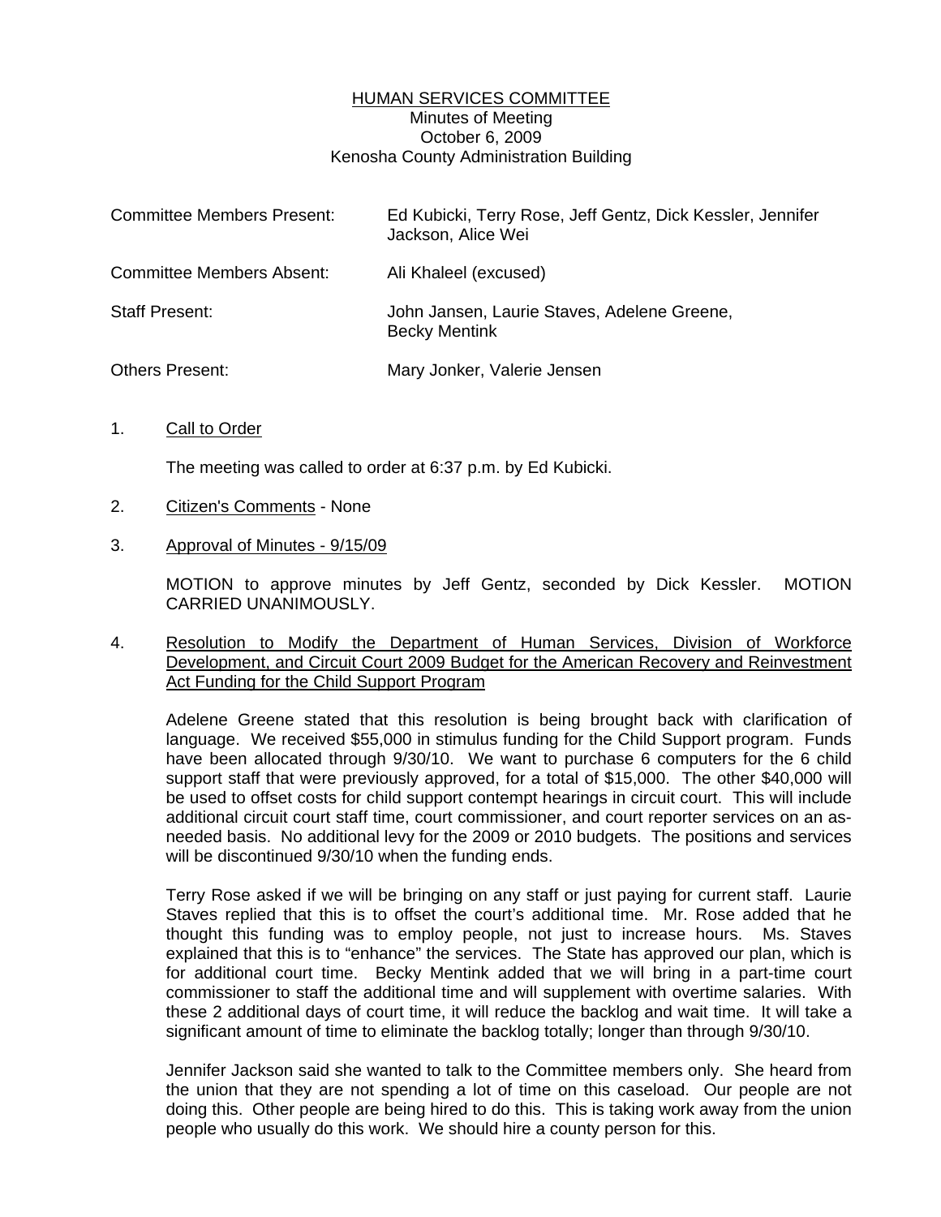# HUMAN SERVICES COMMITTEE

Minutes of Meeting
October 6, 2009
Kenosha County Administration Building

| | |
|---|---|
| Committee Members Present: | Ed Kubicki, Terry Rose, Jeff Gentz, Dick Kessler, Jennifer Jackson, Alice Wei |
| Committee Members Absent: | Ali Khaleel (excused) |
| Staff Present: | John Jansen, Laurie Staves, Adelene Greene, Becky Mentink |
| Others Present: | Mary Jonker, Valerie Jensen |

1. Call to Order

   The meeting was called to order at 6:37 p.m. by Ed Kubicki.

2. Citizen's Comments - None

3. Approval of Minutes - 9/15/09

   MOTION to approve minutes by Jeff Gentz, seconded by Dick Kessler. MOTION CARRIED UNANIMOUSLY.

4. Resolution to Modify the Department of Human Services, Division of Workforce Development, and Circuit Court 2009 Budget for the American Recovery and Reinvestment Act Funding for the Child Support Program

   Adelene Greene stated that this resolution is being brought back with clarification of language. We received $55,000 in stimulus funding for the Child Support program. Funds have been allocated through 9/30/10. We want to purchase 6 computers for the 6 child support staff that were previously approved, for a total of $15,000. The other $40,000 will be used to offset costs for child support contempt hearings in circuit court. This will include additional circuit court staff time, court commissioner, and court reporter services on an as-needed basis. No additional levy for the 2009 or 2010 budgets. The positions and services will be discontinued 9/30/10 when the funding ends.

   Terry Rose asked if we will be bringing on any staff or just paying for current staff. Laurie Staves replied that this is to offset the court's additional time. Mr. Rose added that he thought this funding was to employ people, not just to increase hours. Ms. Staves explained that this is to "enhance" the services. The State has approved our plan, which is for additional court time. Becky Mentink added that we will bring in a part-time court commissioner to staff the additional time and will supplement with overtime salaries. With these 2 additional days of court time, it will reduce the backlog and wait time. It will take a significant amount of time to eliminate the backlog totally; longer than through 9/30/10.

   Jennifer Jackson said she wanted to talk to the Committee members only. She heard from the union that they are not spending a lot of time on this caseload. Our people are not doing this. Other people are being hired to do this. This is taking work away from the union people who usually do this work. We should hire a county person for this.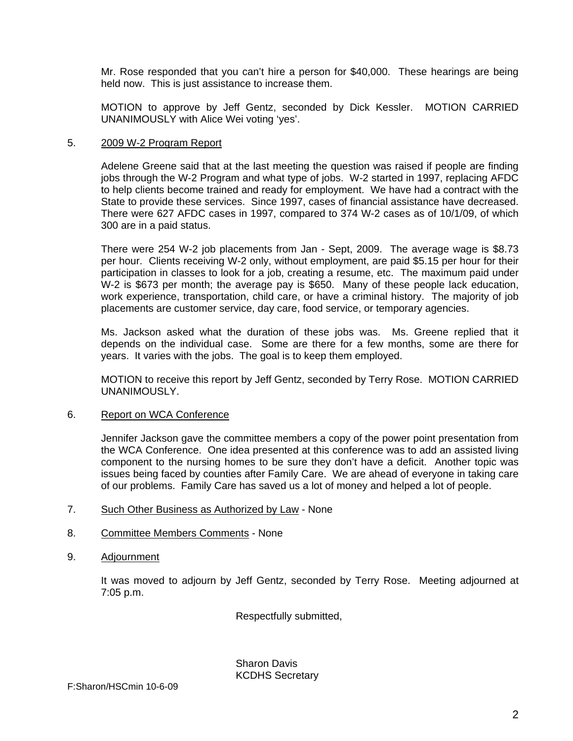Mr. Rose responded that you can't hire a person for $40,000. These hearings are being held now. This is just assistance to increase them.

MOTION to approve by Jeff Gentz, seconded by Dick Kessler. MOTION CARRIED UNANIMOUSLY with Alice Wei voting 'yes'.

5. <u>2009 W-2 Program Report</u>

Adelene Greene said that at the last meeting the question was raised if people are finding jobs through the W-2 Program and what type of jobs. W-2 started in 1997, replacing AFDC to help clients become trained and ready for employment. We have had a contract with the State to provide these services. Since 1997, cases of financial assistance have decreased. There were 627 AFDC cases in 1997, compared to 374 W-2 cases as of 10/1/09, of which 300 are in a paid status.

There were 254 W-2 job placements from Jan - Sept, 2009. The average wage is $8.73 per hour. Clients receiving W-2 only, without employment, are paid $5.15 per hour for their participation in classes to look for a job, creating a resume, etc. The maximum paid under W-2 is $673 per month; the average pay is $650. Many of these people lack education, work experience, transportation, child care, or have a criminal history. The majority of job placements are customer service, day care, food service, or temporary agencies.

Ms. Jackson asked what the duration of these jobs was. Ms. Greene replied that it depends on the individual case. Some are there for a few months, some are there for years. It varies with the jobs. The goal is to keep them employed.

MOTION to receive this report by Jeff Gentz, seconded by Terry Rose. MOTION CARRIED UNANIMOUSLY.

6. <u>Report on WCA Conference</u>

Jennifer Jackson gave the committee members a copy of the power point presentation from the WCA Conference. One idea presented at this conference was to add an assisted living component to the nursing homes to be sure they don't have a deficit. Another topic was issues being faced by counties after Family Care. We are ahead of everyone in taking care of our problems. Family Care has saved us a lot of money and helped a lot of people.

7. <u>Such Other Business as Authorized by Law</u> - None

8. <u>Committee Members Comments</u> - None

9. <u>Adjournment</u>

It was moved to adjourn by Jeff Gentz, seconded by Terry Rose. Meeting adjourned at 7:05 p.m.

Respectfully submitted,

Sharon Davis
KCDHS Secretary

F:Sharon/HSCmin 10-6-09